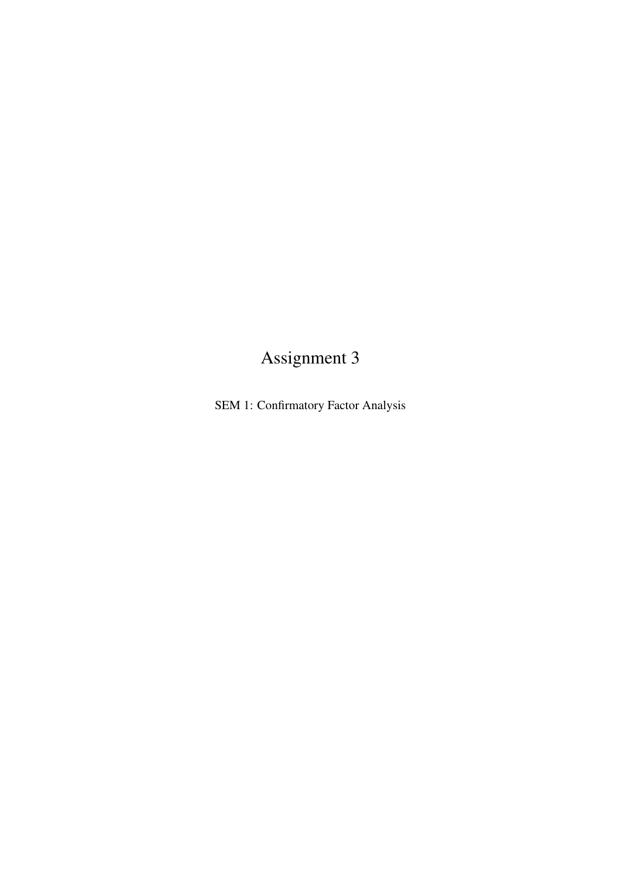# Assignment 3

SEM 1: Confirmatory Factor Analysis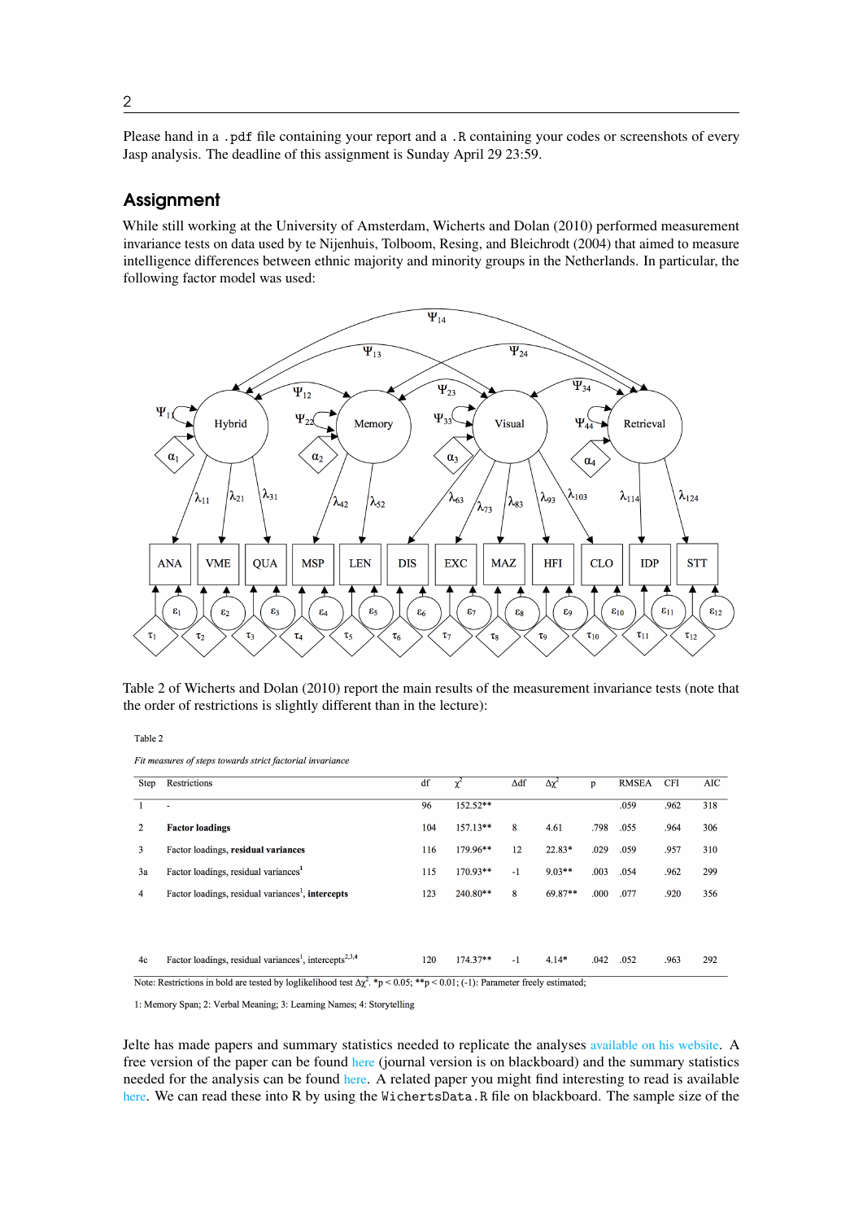Please hand in a `.pdf` file containing your report and a `.R` containing your codes or screenshots of every Jasp analysis. The deadline of this assignment is Sunday April 29 23:59.

## Assignment

While still working at the University of Amsterdam, Wicherts and Dolan (2010) performed measurement invariance tests on data used by te Nijenhuis, Tolboom, Resing, and Bleichrodt (2004) that aimed to measure intelligence differences between ethnic majority and minority groups in the Netherlands. In particular, the following factor model was used:

Table 2 of Wicherts and Dolan (2010) report the main results of the measurement invariance tests (note that the order of restrictions is slightly different than in the lecture):

Table 2

*Fit measures of steps towards strict factorial invariance*

| Step | Restrictions | df | $\chi^2$ | Δdf | $\Delta\chi^2$ | p | RMSEA | CFI | AIC |
|---|---|---|---|---|---|---|---|---|---|
| 1 | - | 96 | 152.52** | | | | .059 | .962 | 318 |
| 2 | **Factor loadings** | 104 | 157.13** | 8 | 4.61 | .798 | .055 | .964 | 306 |
| 3 | Factor loadings, **residual variances** | 116 | 179.96** | 12 | 22.83* | .029 | .059 | .957 | 310 |
| 3a | Factor loadings, residual variances[1] | 115 | 170.93** | -1 | 9.03** | .003 | .054 | .962 | 299 |
| 4 | Factor loadings, residual variances[1], **intercepts** | 123 | 240.80** | 8 | 69.87** | .000 | .077 | .920 | 356 |
| 4c | Factor loadings, residual variances[1], intercepts[2,3,4] | 120 | 174.37** | -1 | 4.14* | .042 | .052 | .963 | 292 |

Note: Restrictions in bold are tested by loglikelihood test $\Delta\chi^2$. *p < 0.05; **p < 0.01; (-1): Parameter freely estimated;

1: Memory Span; 2: Verbal Meaning; 3: Learning Names; 4: Storytelling

Jelte has made papers and summary statistics needed to replicate the analyses available on his website. A free version of the paper can be found here (journal version is on blackboard) and the summary statistics needed for the analysis can be found here. A related paper you might find interesting to read is available here. We can read these into R by using the `WichertsData.R` file on blackboard. The sample size of the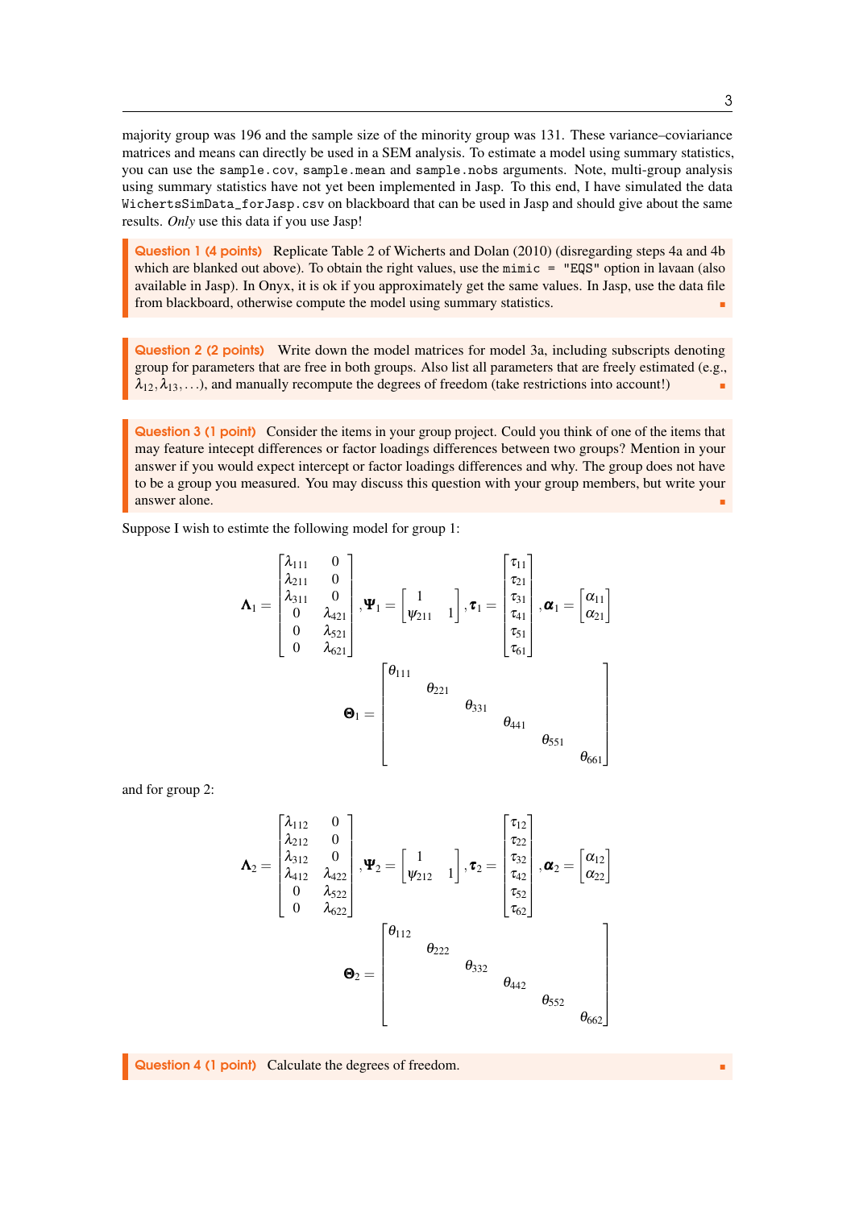majority group was 196 and the sample size of the minority group was 131. These variance–covariance matrices and means can directly be used in a SEM analysis. To estimate a model using summary statistics, you can use the `sample.cov`, `sample.mean` and `sample.nobs` arguments. Note, multi-group analysis using summary statistics have not yet been implemented in Jasp. To this end, I have simulated the data `WichertsSimData_forJasp.csv` on blackboard that can be used in Jasp and should give about the same results. *Only* use this data if you use Jasp!

**Question 1 (4 points)** Replicate Table 2 of Wicherts and Dolan (2010) (disregarding steps 4a and 4b which are blanked out above). To obtain the right values, use the `mimic = "EQS"` option in lavaan (also available in Jasp). In Onyx, it is ok if you approximately get the same values. In Jasp, use the data file from blackboard, otherwise compute the model using summary statistics.

**Question 2 (2 points)** Write down the model matrices for model 3a, including subscripts denoting group for parameters that are free in both groups. Also list all parameters that are freely estimated (e.g., $\lambda_{12}, \lambda_{13}, \ldots$), and manually recompute the degrees of freedom (take restrictions into account!)

**Question 3 (1 point)** Consider the items in your group project. Could you think of one of the items that may feature intecept differences or factor loadings differences between two groups? Mention in your answer if you would expect intercept or factor loadings differences and why. The group does not have to be a group you measured. You may discuss this question with your group members, but write your answer alone.

Suppose I wish to estimte the following model for group 1:

$$
\boldsymbol{\Lambda}_1 = \begin{bmatrix} \lambda_{111} & 0 \\ \lambda_{211} & 0 \\ \lambda_{311} & 0 \\ 0 & \lambda_{421} \\ 0 & \lambda_{521} \\ 0 & \lambda_{621} \end{bmatrix}, \boldsymbol{\Psi}_1 = \begin{bmatrix} 1 & \\ \psi_{211} & 1 \end{bmatrix}, \boldsymbol{\tau}_1 = \begin{bmatrix} \tau_{11} \\ \tau_{21} \\ \tau_{31} \\ \tau_{41} \\ \tau_{51} \\ \tau_{61} \end{bmatrix}, \boldsymbol{\alpha}_1 = \begin{bmatrix} \alpha_{11} \\ \alpha_{21} \end{bmatrix}
$$

$$
\boldsymbol{\Theta}_1 = \begin{bmatrix} \theta_{111} & & & & & \\ & \theta_{221} & & & & \\ & & \theta_{331} & & & \\ & & & \theta_{441} & & \\ & & & & \theta_{551} & \\ & & & & & \theta_{661} \end{bmatrix}
$$

and for group 2:

$$
\boldsymbol{\Lambda}_2 = \begin{bmatrix} \lambda_{112} & 0 \\ \lambda_{212} & 0 \\ \lambda_{312} & 0 \\ \lambda_{412} & \lambda_{422} \\ 0 & \lambda_{522} \\ 0 & \lambda_{622} \end{bmatrix}, \boldsymbol{\Psi}_2 = \begin{bmatrix} 1 & \\ \psi_{212} & 1 \end{bmatrix}, \boldsymbol{\tau}_2 = \begin{bmatrix} \tau_{12} \\ \tau_{22} \\ \tau_{32} \\ \tau_{42} \\ \tau_{52} \\ \tau_{62} \end{bmatrix}, \boldsymbol{\alpha}_2 = \begin{bmatrix} \alpha_{12} \\ \alpha_{22} \end{bmatrix}
$$

$$
\boldsymbol{\Theta}_2 = \begin{bmatrix} \theta_{112} & & & & & \\ & \theta_{222} & & & & \\ & & \theta_{332} & & & \\ & & & \theta_{442} & & \\ & & & & \theta_{552} & \\ & & & & & \theta_{662} \end{bmatrix}
$$

**Question 4 (1 point)** Calculate the degrees of freedom.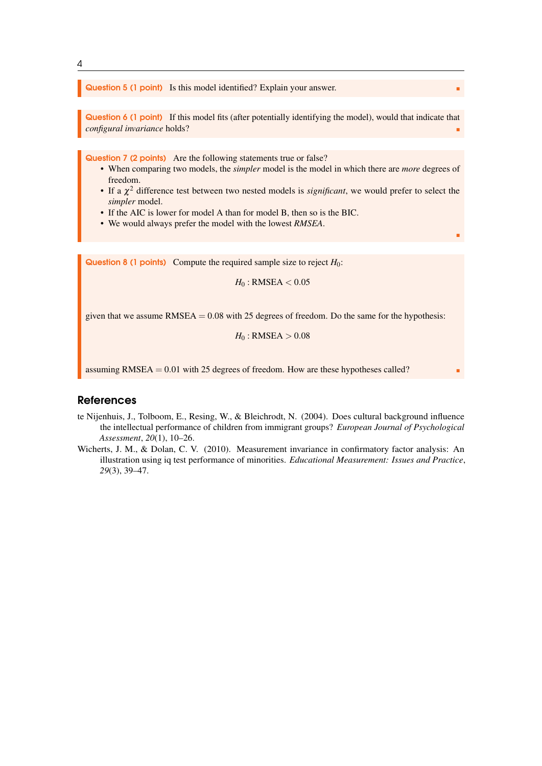**Question 5 (1 point)** Is this model identified? Explain your answer.

**Question 6 (1 point)** If this model fits (after potentially identifying the model), would that indicate that *configural invariance* holds?

**Question 7 (2 points)** Are the following statements true or false?

- When comparing two models, the *simpler* model is the model in which there are *more* degrees of freedom.
- If a $\chi^2$ difference test between two nested models is *significant*, we would prefer to select the *simpler* model.
- If the AIC is lower for model A than for model B, then so is the BIC.
- We would always prefer the model with the lowest *RMSEA*.

**Question 8 (1 points)** Compute the required sample size to reject $H_0$:

$$H_0 : \text{RMSEA} < 0.05$$

given that we assume RMSEA $= 0.08$ with 25 degrees of freedom. Do the same for the hypothesis:

$$H_0 : \text{RMSEA} > 0.08$$

assuming RMSEA $= 0.01$ with 25 degrees of freedom. How are these hypotheses called?

## References

te Nijenhuis, J., Tolboom, E., Resing, W., & Bleichrodt, N. (2004). Does cultural background influence the intellectual performance of children from immigrant groups? *European Journal of Psychological Assessment*, *20*(1), 10–26.

Wicherts, J. M., & Dolan, C. V. (2010). Measurement invariance in confirmatory factor analysis: An illustration using iq test performance of minorities. *Educational Measurement: Issues and Practice*, *29*(3), 39–47.